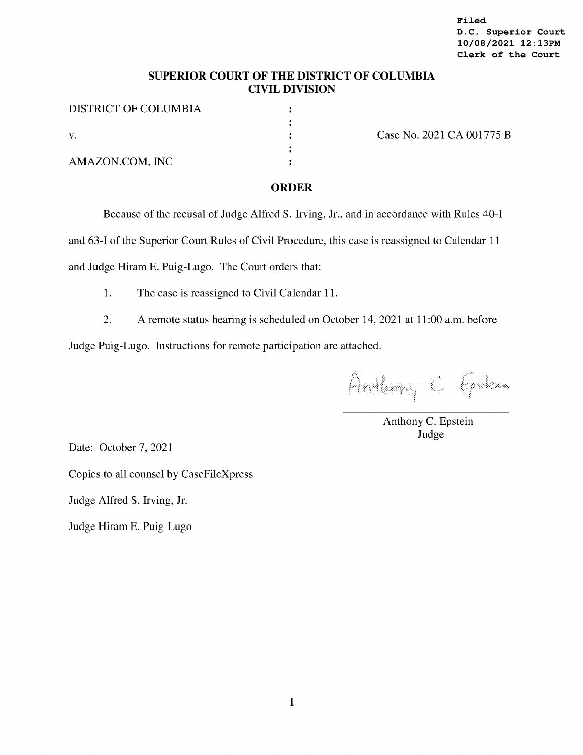Filed
D.C. Superior Court
10/08/2021 12:13PM
Clerk of the Court

**SUPERIOR COURT OF THE DISTRICT OF COLUMBIA**
**CIVIL DIVISION**

| | | |
|---|---|---|
| DISTRICT OF COLUMBIA | : | |
| | : | |
| v. | : | Case No. 2021 CA 001775 B |
| | : | |
| AMAZON.COM, INC | : | |

**ORDER**

Because of the recusal of Judge Alfred S. Irving, Jr., and in accordance with Rules 40-I and 63-I of the Superior Court Rules of Civil Procedure, this case is reassigned to Calendar 11 and Judge Hiram E. Puig-Lugo. The Court orders that:

1. The case is reassigned to Civil Calendar 11.
2. A remote status hearing is scheduled on October 14, 2021 at 11:00 a.m. before Judge Puig-Lugo. Instructions for remote participation are attached.

Anthony C. Epstein
Judge

Date: October 7, 2021

Copies to all counsel by CaseFileXpress

Judge Alfred S. Irving, Jr.

Judge Hiram E. Puig-Lugo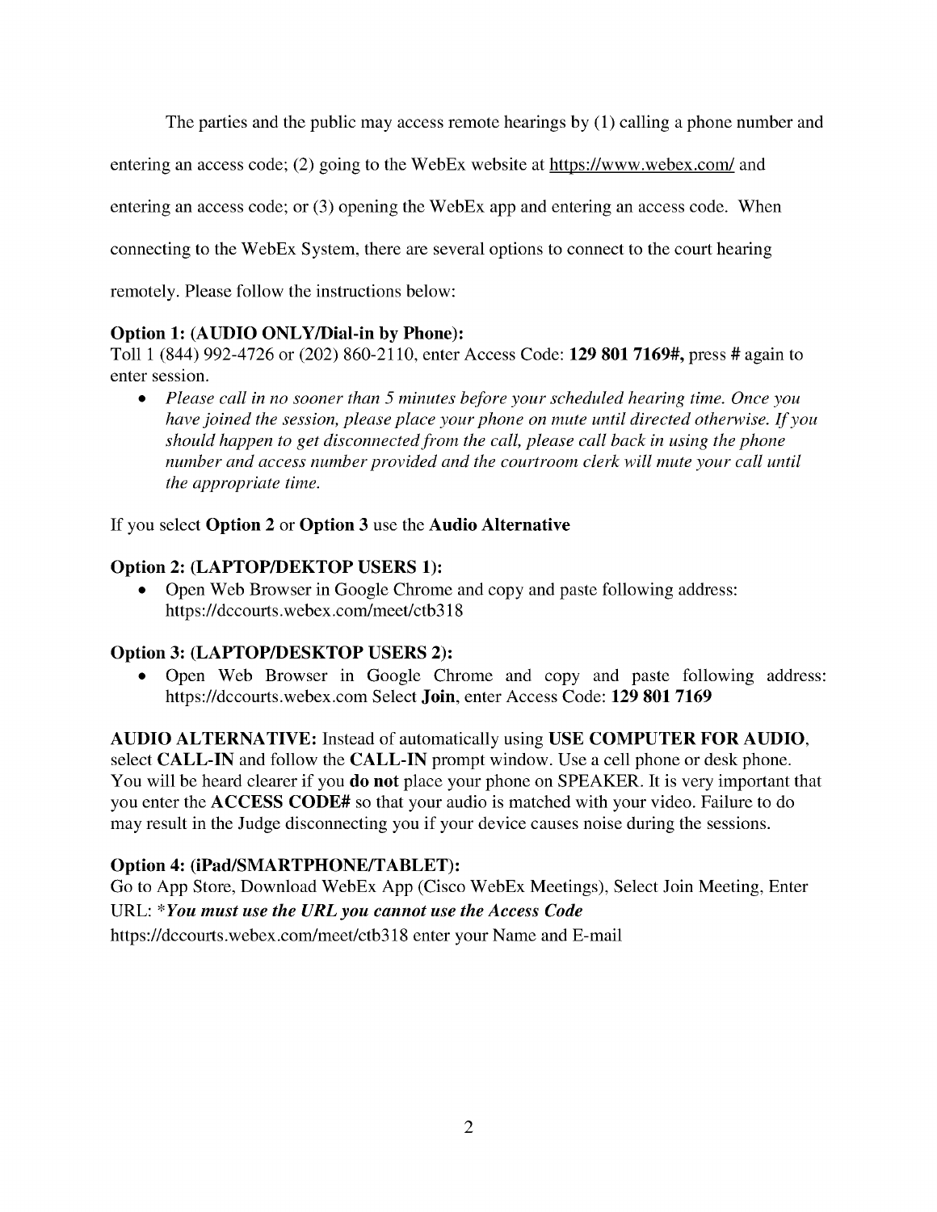The parties and the public may access remote hearings by (1) calling a phone number and entering an access code; (2) going to the WebEx website at https://www.webex.com/ and entering an access code; or (3) opening the WebEx app and entering an access code. When connecting to the WebEx System, there are several options to connect to the court hearing remotely. Please follow the instructions below:

**Option 1: (AUDIO ONLY/Dial-in by Phone):**
Toll 1 (844) 992-4726 or (202) 860-2110, enter Access Code: **129 801 7169#,** press **#** again to enter session.

- *Please call in no sooner than 5 minutes before your scheduled hearing time. Once you have joined the session, please place your phone on mute until directed otherwise. If you should happen to get disconnected from the call, please call back in using the phone number and access number provided and the courtroom clerk will mute your call until the appropriate time.*

If you select **Option 2** or **Option 3** use the **Audio Alternative**

**Option 2: (LAPTOP/DEKTOP USERS 1):**

- Open Web Browser in Google Chrome and copy and paste following address: https://dccourts.webex.com/meet/ctb318

**Option 3: (LAPTOP/DESKTOP USERS 2):**

- Open Web Browser in Google Chrome and copy and paste following address: https://dccourts.webex.com Select **Join**, enter Access Code: **129 801 7169**

**AUDIO ALTERNATIVE:** Instead of automatically using **USE COMPUTER FOR AUDIO**, select **CALL-IN** and follow the **CALL-IN** prompt window. Use a cell phone or desk phone. You will be heard clearer if you **do not** place your phone on SPEAKER. It is very important that you enter the **ACCESS CODE#** so that your audio is matched with your video. Failure to do may result in the Judge disconnecting you if your device causes noise during the sessions.

**Option 4: (iPad/SMARTPHONE/TABLET):**
Go to App Store, Download WebEx App (Cisco WebEx Meetings), Select Join Meeting, Enter URL: *\*You must use the URL you cannot use the Access Code*
https://dccourts.webex.com/meet/ctb318 enter your Name and E-mail